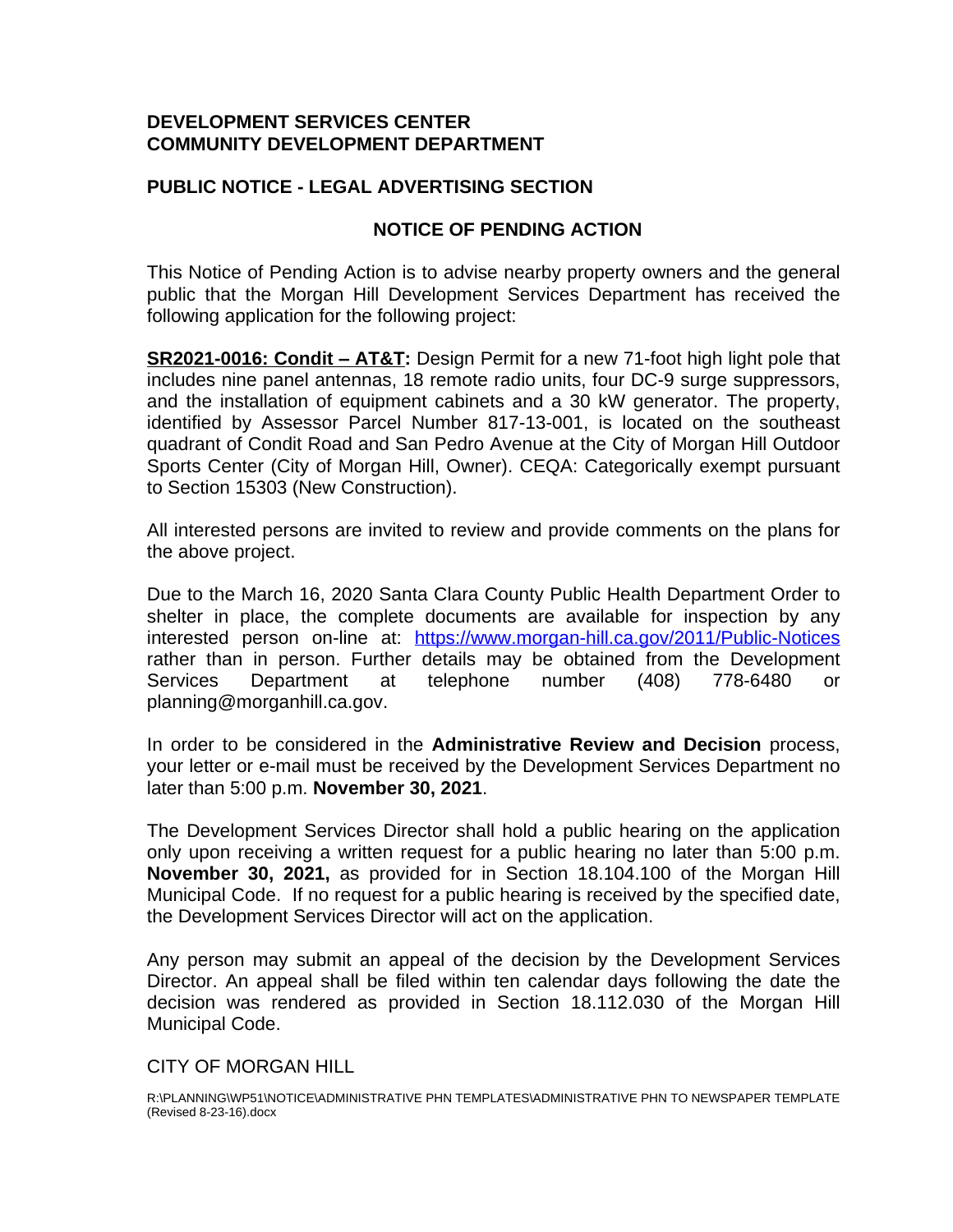**DEVELOPMENT SERVICES CENTER**
**COMMUNITY DEVELOPMENT DEPARTMENT**

**PUBLIC NOTICE - LEGAL ADVERTISING SECTION**

## NOTICE OF PENDING ACTION

This Notice of Pending Action is to advise nearby property owners and the general public that the Morgan Hill Development Services Department has received the following application for the following project:

**SR2021-0016: Condit – AT&T:** Design Permit for a new 71-foot high light pole that includes nine panel antennas, 18 remote radio units, four DC-9 surge suppressors, and the installation of equipment cabinets and a 30 kW generator. The property, identified by Assessor Parcel Number 817-13-001, is located on the southeast quadrant of Condit Road and San Pedro Avenue at the City of Morgan Hill Outdoor Sports Center (City of Morgan Hill, Owner). CEQA: Categorically exempt pursuant to Section 15303 (New Construction).

All interested persons are invited to review and provide comments on the plans for the above project.

Due to the March 16, 2020 Santa Clara County Public Health Department Order to shelter in place, the complete documents are available for inspection by any interested person on-line at: https://www.morgan-hill.ca.gov/2011/Public-Notices rather than in person. Further details may be obtained from the Development Services Department at telephone number (408) 778-6480 or planning@morganhill.ca.gov.

In order to be considered in the **Administrative Review and Decision** process, your letter or e-mail must be received by the Development Services Department no later than 5:00 p.m. **November 30, 2021**.

The Development Services Director shall hold a public hearing on the application only upon receiving a written request for a public hearing no later than 5:00 p.m. **November 30, 2021,** as provided for in Section 18.104.100 of the Morgan Hill Municipal Code. If no request for a public hearing is received by the specified date, the Development Services Director will act on the application.

Any person may submit an appeal of the decision by the Development Services Director. An appeal shall be filed within ten calendar days following the date the decision was rendered as provided in Section 18.112.030 of the Morgan Hill Municipal Code.

CITY OF MORGAN HILL

R:\PLANNING\WP51\NOTICE\ADMINISTRATIVE PHN TEMPLATES\ADMINISTRATIVE PHN TO NEWSPAPER TEMPLATE (Revised 8-23-16).docx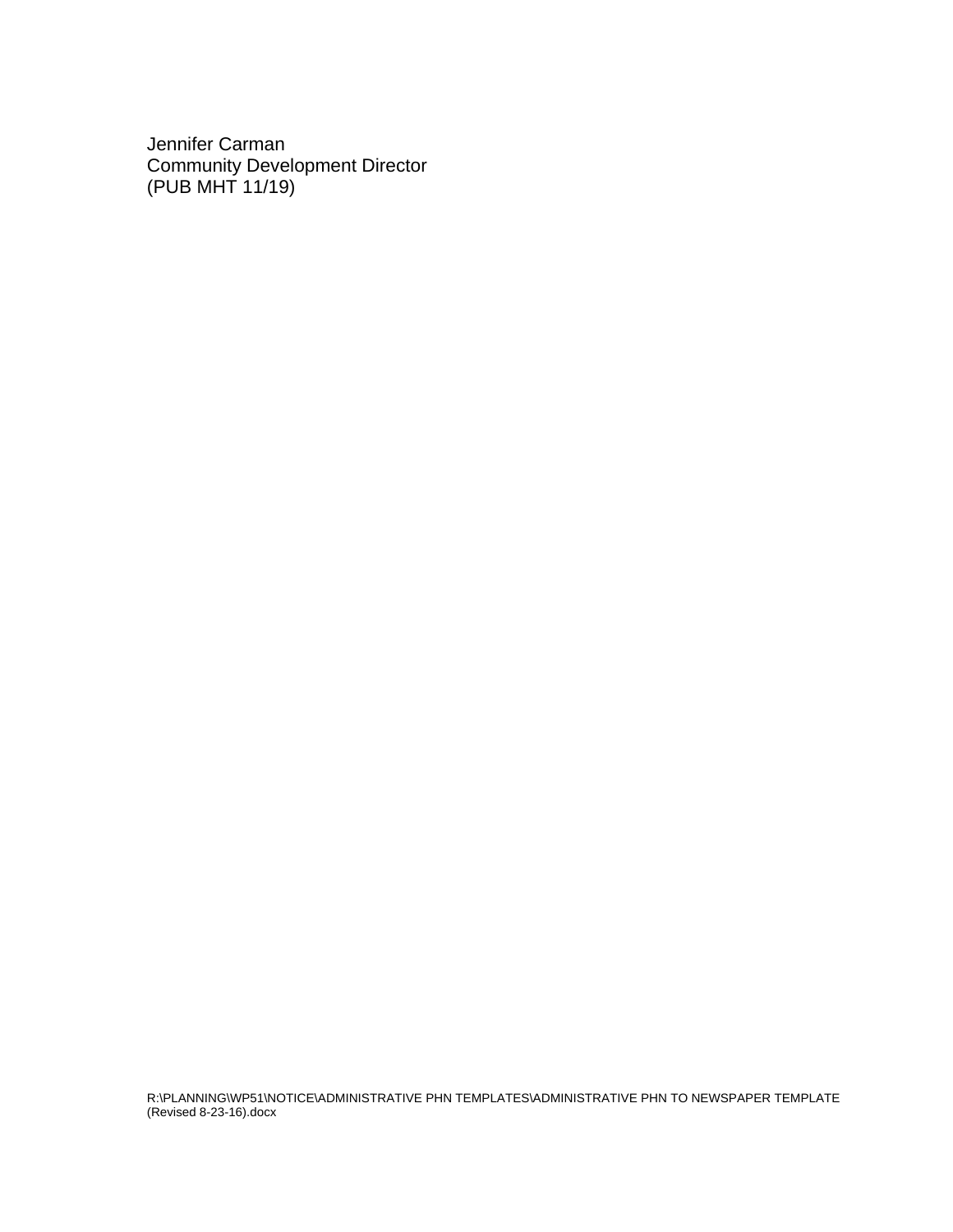Jennifer Carman
Community Development Director
(PUB MHT 11/19)

R:\PLANNING\WP51\NOTICE\ADMINISTRATIVE PHN TEMPLATES\ADMINISTRATIVE PHN TO NEWSPAPER TEMPLATE (Revised 8-23-16).docx